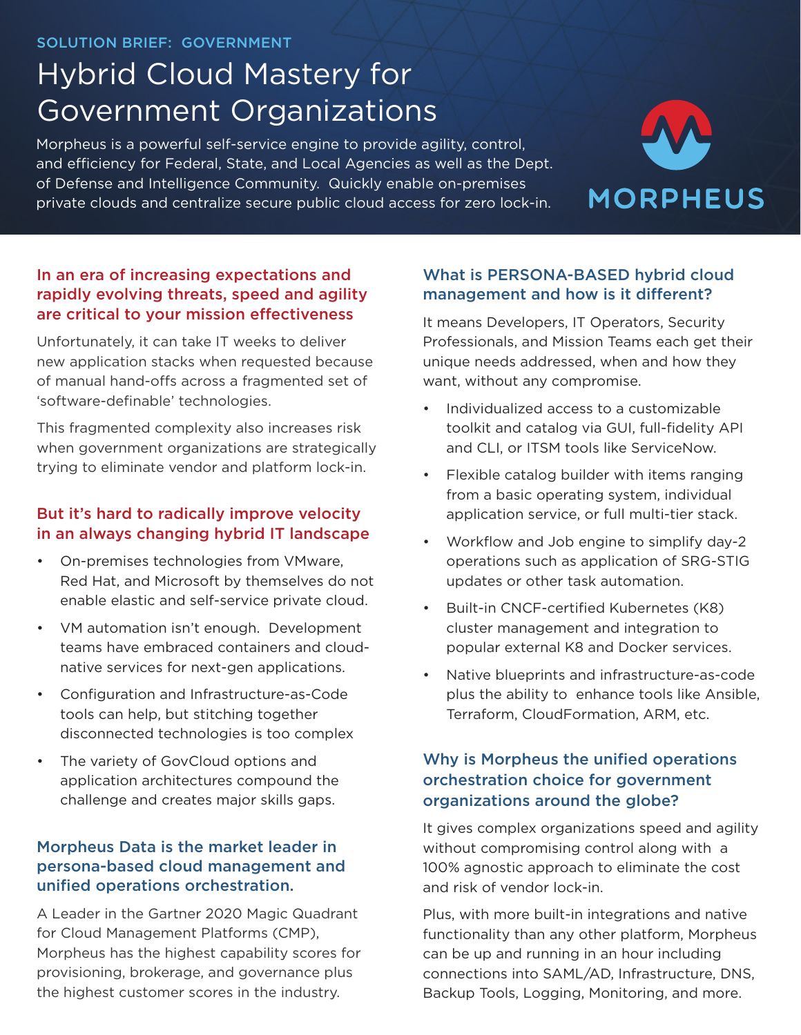SOLUTION BRIEF: GOVERNMENT

# Hybrid Cloud Mastery for Government Organizations

Morpheus is a powerful self-service engine to provide agility, control, and efficiency for Federal, State, and Local Agencies as well as the Dept. of Defense and Intelligence Community. Quickly enable on-premises private clouds and centralize secure public cloud access for zero lock-in.

MORPHEUS

## In an era of increasing expectations and rapidly evolving threats, speed and agility are critical to your mission effectiveness

Unfortunately, it can take IT weeks to deliver new application stacks when requested because of manual hand-offs across a fragmented set of 'software-definable' technologies.

This fragmented complexity also increases risk when government organizations are strategically trying to eliminate vendor and platform lock-in.

## But it's hard to radically improve velocity in an always changing hybrid IT landscape

- On-premises technologies from VMware, Red Hat, and Microsoft by themselves do not enable elastic and self-service private cloud.
- VM automation isn't enough. Development teams have embraced containers and cloud-native services for next-gen applications.
- Configuration and Infrastructure-as-Code tools can help, but stitching together disconnected technologies is too complex
- The variety of GovCloud options and application architectures compound the challenge and creates major skills gaps.

## Morpheus Data is the market leader in persona-based cloud management and unified operations orchestration.

A Leader in the Gartner 2020 Magic Quadrant for Cloud Management Platforms (CMP), Morpheus has the highest capability scores for provisioning, brokerage, and governance plus the highest customer scores in the industry.

## What is PERSONA-BASED hybrid cloud management and how is it different?

It means Developers, IT Operators, Security Professionals, and Mission Teams each get their unique needs addressed, when and how they want, without any compromise.

- Individualized access to a customizable toolkit and catalog via GUI, full-fidelity API and CLI, or ITSM tools like ServiceNow.
- Flexible catalog builder with items ranging from a basic operating system, individual application service, or full multi-tier stack.
- Workflow and Job engine to simplify day-2 operations such as application of SRG-STIG updates or other task automation.
- Built-in CNCF-certified Kubernetes (K8) cluster management and integration to popular external K8 and Docker services.
- Native blueprints and infrastructure-as-code plus the ability to enhance tools like Ansible, Terraform, CloudFormation, ARM, etc.

## Why is Morpheus the unified operations orchestration choice for government organizations around the globe?

It gives complex organizations speed and agility without compromising control along with a 100% agnostic approach to eliminate the cost and risk of vendor lock-in.

Plus, with more built-in integrations and native functionality than any other platform, Morpheus can be up and running in an hour including connections into SAML/AD, Infrastructure, DNS, Backup Tools, Logging, Monitoring, and more.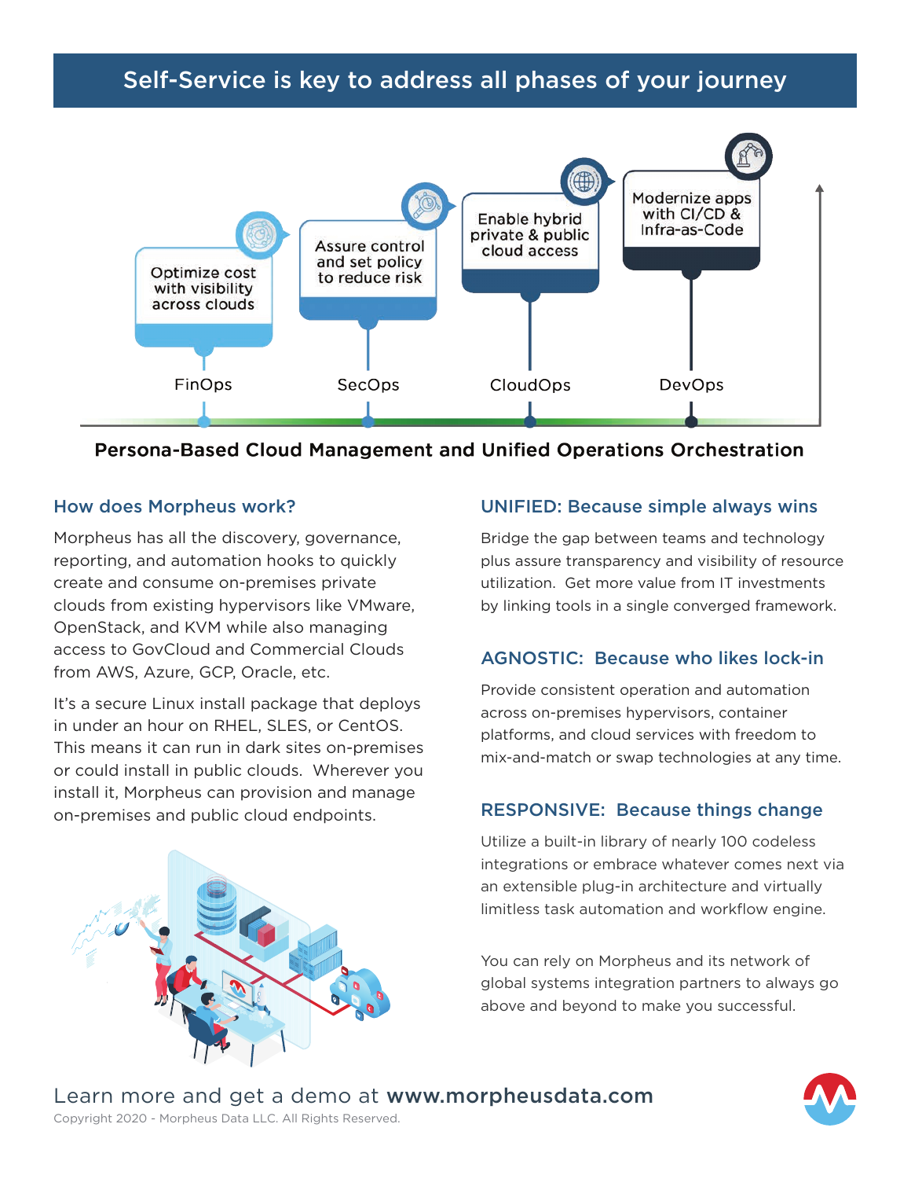# Self-Service is key to address all phases of your journey

Optimize cost with visibility across clouds

FinOps

Assure control and set policy to reduce risk

SecOps

Enable hybrid private & public cloud access

CloudOps

Modernize apps with CI/CD & Infra-as-Code

DevOps

**Persona-Based Cloud Management and Unified Operations Orchestration**

## How does Morpheus work?

Morpheus has all the discovery, governance, reporting, and automation hooks to quickly create and consume on-premises private clouds from existing hypervisors like VMware, OpenStack, and KVM while also managing access to GovCloud and Commercial Clouds from AWS, Azure, GCP, Oracle, etc.

It's a secure Linux install package that deploys in under an hour on RHEL, SLES, or CentOS. This means it can run in dark sites on-premises or could install in public clouds. Wherever you install it, Morpheus can provision and manage on-premises and public cloud endpoints.

## UNIFIED: Because simple always wins

Bridge the gap between teams and technology plus assure transparency and visibility of resource utilization. Get more value from IT investments by linking tools in a single converged framework.

## AGNOSTIC: Because who likes lock-in

Provide consistent operation and automation across on-premises hypervisors, container platforms, and cloud services with freedom to mix-and-match or swap technologies at any time.

## RESPONSIVE: Because things change

Utilize a built-in library of nearly 100 codeless integrations or embrace whatever comes next via an extensible plug-in architecture and virtually limitless task automation and workflow engine.

You can rely on Morpheus and its network of global systems integration partners to always go above and beyond to make you successful.

Learn more and get a demo at **www.morpheusdata.com**

Copyright 2020 - Morpheus Data LLC. All Rights Reserved.